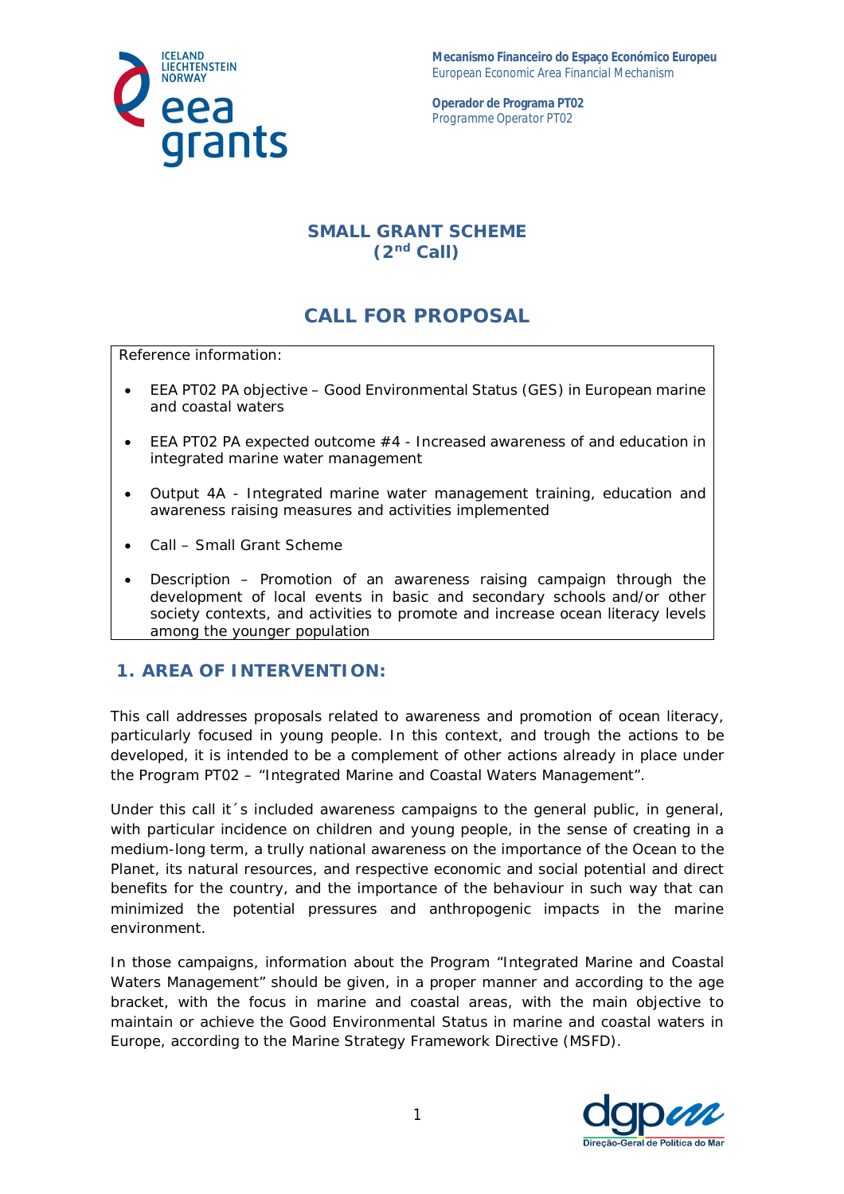Mecanismo Financeiro do Espaço Económico Europeu
European Economic Area Financial Mechanism

Operador de Programa PT02
Programme Operator PT02

## SMALL GRANT SCHEME
## (2nd Call)

# CALL FOR PROPOSAL

Reference information:

- EEA PT02 PA objective – Good Environmental Status (GES) in European marine and coastal waters
- EEA PT02 PA expected outcome #4 - Increased awareness of and education in integrated marine water management
- Output 4A - Integrated marine water management training, education and awareness raising measures and activities implemented
- Call – Small Grant Scheme
- Description – Promotion of an awareness raising campaign through the development of local events in basic and secondary schools and/or other society contexts, and activities to promote and increase ocean literacy levels among the younger population

## 1. AREA OF INTERVENTION:

This call addresses proposals related to awareness and promotion of ocean literacy, particularly focused in young people. In this context, and trough the actions to be developed, it is intended to be a complement of other actions already in place under the Program PT02 – "Integrated Marine and Coastal Waters Management".

Under this call it´s included awareness campaigns to the general public, in general, with particular incidence on children and young people, in the sense of creating in a medium-long term, a trully national awareness on the importance of the Ocean to the Planet, its natural resources, and respective economic and social potential and direct benefits for the country, and the importance of the behaviour in such way that can minimized the potential pressures and anthropogenic impacts in the marine environment.

In those campaigns, information about the Program "Integrated Marine and Coastal Waters Management" should be given, in a proper manner and according to the age bracket, with the focus in marine and coastal areas, with the main objective to maintain or achieve the Good Environmental Status in marine and coastal waters in Europe, according to the Marine Strategy Framework Directive (MSFD).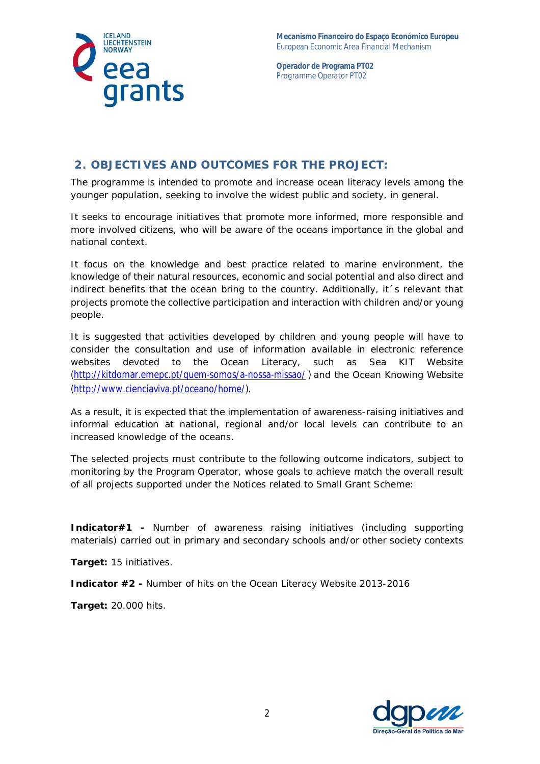## 2. OBJECTIVES AND OUTCOMES FOR THE PROJECT:

The programme is intended to promote and increase ocean literacy levels among the younger population, seeking to involve the widest public and society, in general.

It seeks to encourage initiatives that promote more informed, more responsible and more involved citizens, who will be aware of the oceans importance in the global and national context.

It focus on the knowledge and best practice related to marine environment, the knowledge of their natural resources, economic and social potential and also direct and indirect benefits that the ocean bring to the country. Additionally, it´s relevant that projects promote the collective participation and interaction with children and/or young people.

It is suggested that activities developed by children and young people will have to consider the consultation and use of information available in electronic reference websites devoted to the Ocean Literacy, such as Sea KIT Website (http://kitdomar.emepc.pt/quem-somos/a-nossa-missao/ ) and the Ocean Knowing Website (http://www.cienciaviva.pt/oceano/home/).

As a result, it is expected that the implementation of awareness-raising initiatives and informal education at national, regional and/or local levels can contribute to an increased knowledge of the oceans.

The selected projects must contribute to the following outcome indicators, subject to monitoring by the Program Operator, whose goals to achieve match the overall result of all projects supported under the Notices related to Small Grant Scheme:

**Indicator#1 -** Number of awareness raising initiatives (including supporting materials) carried out in primary and secondary schools and/or other society contexts

**Target:** 15 initiatives.

**Indicator #2 -** Number of hits on the Ocean Literacy Website 2013-2016

**Target:** 20.000 hits.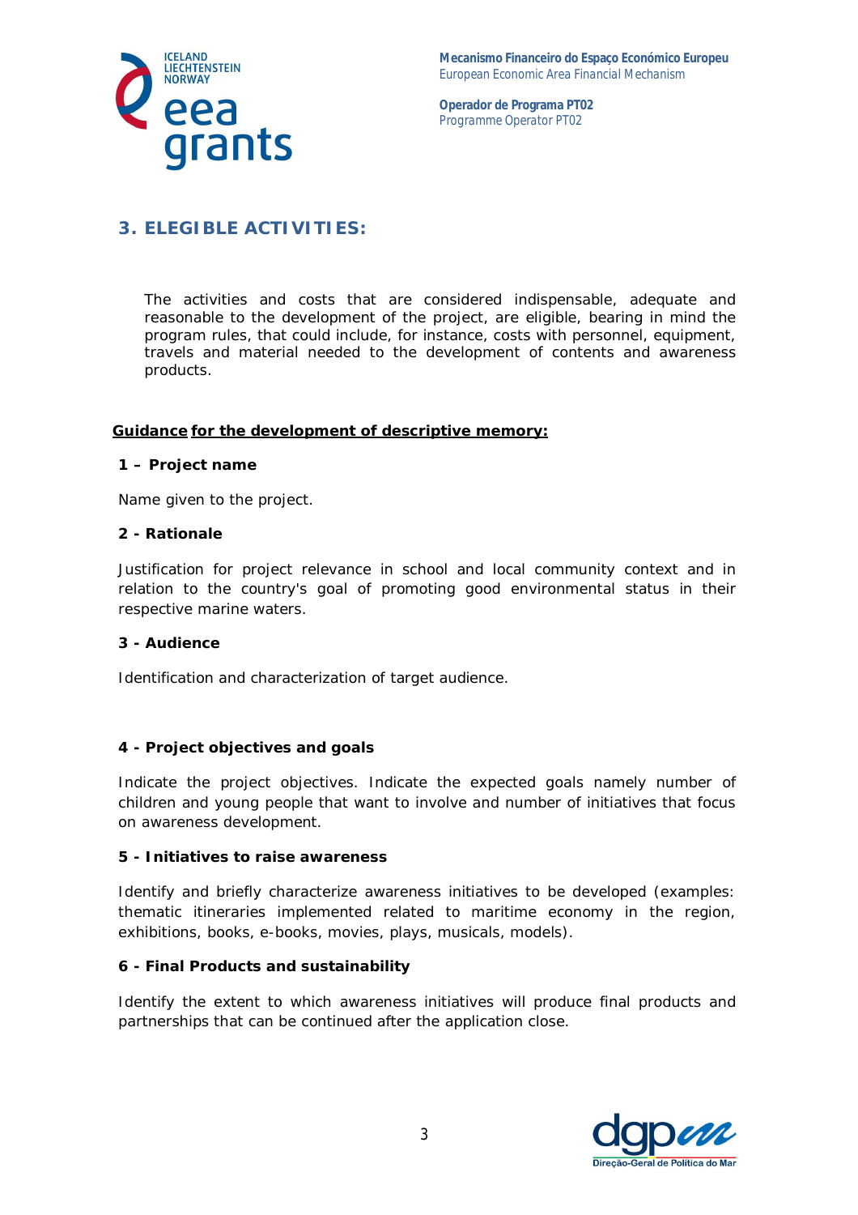## 3. ELEGIBLE ACTIVITIES:

The activities and costs that are considered indispensable, adequate and reasonable to the development of the project, are eligible, bearing in mind the program rules, that could include, for instance, costs with personnel, equipment, travels and material needed to the development of contents and awareness products.

**Guidance for the development of descriptive memory:**

**1 – Project name**

Name given to the project.

**2 - Rationale**

Justification for project relevance in school and local community context and in relation to the country's goal of promoting good environmental status in their respective marine waters.

**3 - Audience**

Identification and characterization of target audience.

**4 - Project objectives and goals**

Indicate the project objectives. Indicate the expected goals namely number of children and young people that want to involve and number of initiatives that focus on awareness development.

**5 - Initiatives to raise awareness**

Identify and briefly characterize awareness initiatives to be developed (examples: thematic itineraries implemented related to maritime economy in the region, exhibitions, books, e-books, movies, plays, musicals, models).

**6 - Final Products and sustainability**

Identify the extent to which awareness initiatives will produce final products and partnerships that can be continued after the application close.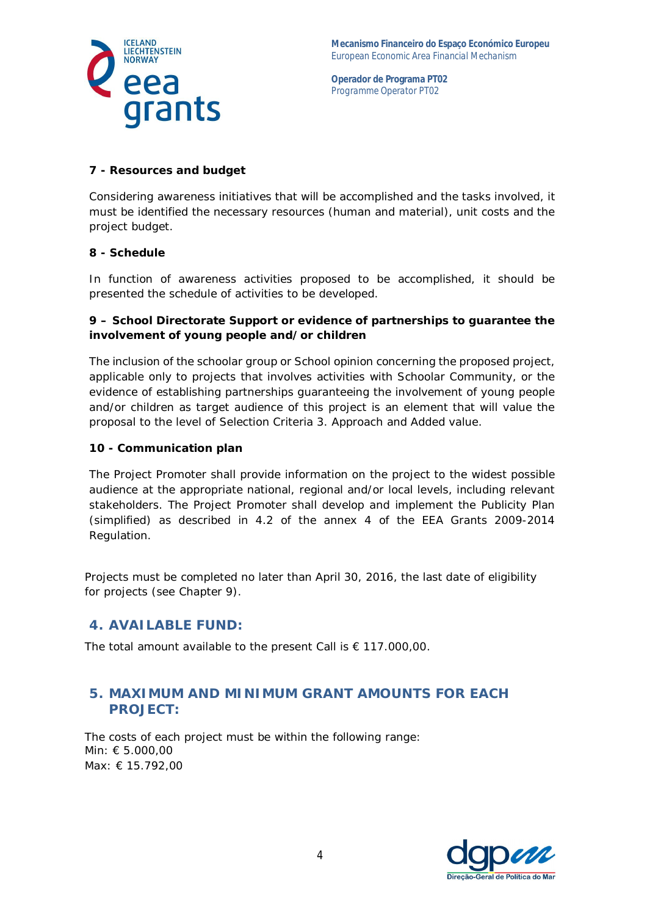**7 - Resources and budget**

Considering awareness initiatives that will be accomplished and the tasks involved, it must be identified the necessary resources (human and material), unit costs and the project budget.

**8 - Schedule**

In function of awareness activities proposed to be accomplished, it should be presented the schedule of activities to be developed.

**9 – School Directorate Support or evidence of partnerships to guarantee the involvement of young people and/or children**

The inclusion of the schoolar group or School opinion concerning the proposed project, applicable only to projects that involves activities with Schoolar Community, or the evidence of establishing partnerships guaranteeing the involvement of young people and/or children as target audience of this project is an element that will value the proposal to the level of Selection Criteria 3. Approach and Added value.

**10 - Communication plan**

The Project Promoter shall provide information on the project to the widest possible audience at the appropriate national, regional and/or local levels, including relevant stakeholders. The Project Promoter shall develop and implement the Publicity Plan (simplified) as described in 4.2 of the annex 4 of the EEA Grants 2009-2014 Regulation.

Projects must be completed no later than April 30, 2016, the last date of eligibility for projects (see Chapter 9).

## 4. AVAILABLE FUND:

The total amount available to the present Call is € 117.000,00.

## 5. MAXIMUM AND MINIMUM GRANT AMOUNTS FOR EACH PROJECT:

The costs of each project must be within the following range:
Min: € 5.000,00
Max: € 15.792,00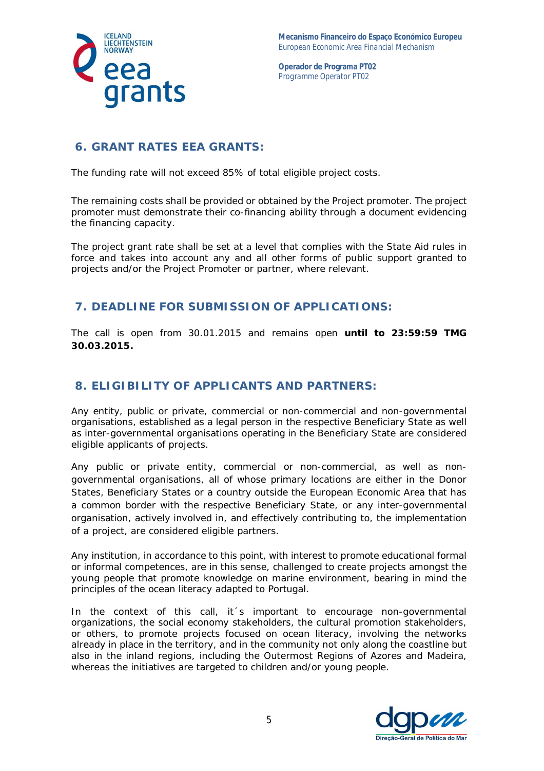## 6. GRANT RATES EEA GRANTS:

The funding rate will not exceed 85% of total eligible project costs.

The remaining costs shall be provided or obtained by the Project promoter. The project promoter must demonstrate their co-financing ability through a document evidencing the financing capacity.

The project grant rate shall be set at a level that complies with the State Aid rules in force and takes into account any and all other forms of public support granted to projects and/or the Project Promoter or partner, where relevant.

## 7. DEADLINE FOR SUBMISSION OF APPLICATIONS:

The call is open from 30.01.2015 and remains open **until to 23:59:59 TMG 30.03.2015.**

## 8. ELIGIBILITY OF APPLICANTS AND PARTNERS:

Any entity, public or private, commercial or non-commercial and non-governmental organisations, established as a legal person in the respective Beneficiary State as well as inter-governmental organisations operating in the Beneficiary State are considered eligible applicants of projects.

Any public or private entity, commercial or non-commercial, as well as non-governmental organisations, all of whose primary locations are either in the Donor States, Beneficiary States or a country outside the European Economic Area that has a common border with the respective Beneficiary State, or any inter-governmental organisation, actively involved in, and effectively contributing to, the implementation of a project, are considered eligible partners.

Any institution, in accordance to this point, with interest to promote educational formal or informal competences, are in this sense, challenged to create projects amongst the young people that promote knowledge on marine environment, bearing in mind the principles of the ocean literacy adapted to Portugal.

In the context of this call, it´s important to encourage non-governmental organizations, the social economy stakeholders, the cultural promotion stakeholders, or others, to promote projects focused on ocean literacy, involving the networks already in place in the territory, and in the community not only along the coastline but also in the inland regions, including the Outermost Regions of Azores and Madeira, whereas the initiatives are targeted to children and/or young people.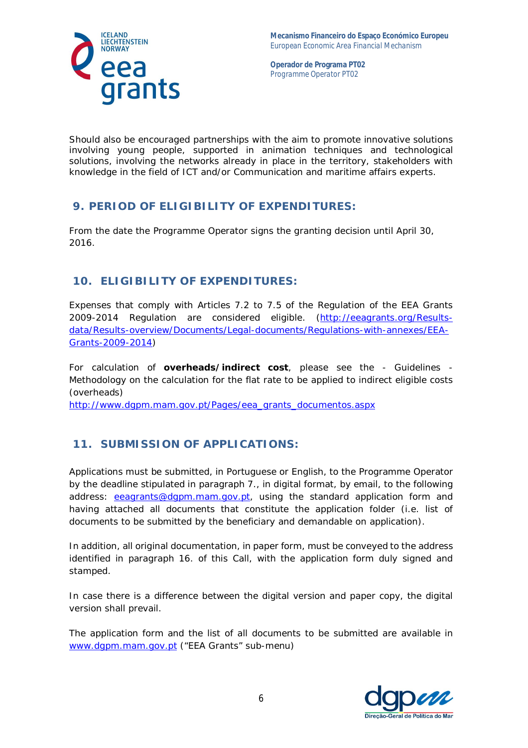Should also be encouraged partnerships with the aim to promote innovative solutions involving young people, supported in animation techniques and technological solutions, involving the networks already in place in the territory, stakeholders with knowledge in the field of ICT and/or Communication and maritime affairs experts.

## 9. PERIOD OF ELIGIBILITY OF EXPENDITURES:

From the date the Programme Operator signs the granting decision until April 30, 2016.

## 10. ELIGIBILITY OF EXPENDITURES:

Expenses that comply with Articles 7.2 to 7.5 of the Regulation of the EEA Grants 2009-2014 Regulation are considered eligible. (http://eeagrants.org/Results-data/Results-overview/Documents/Legal-documents/Regulations-with-annexes/EEA-Grants-2009-2014)

For calculation of **overheads/indirect cost**, please see the - Guidelines - Methodology on the calculation for the flat rate to be applied to indirect eligible costs (overheads)
http://www.dgpm.mam.gov.pt/Pages/eea_grants_documentos.aspx

## 11. SUBMISSION OF APPLICATIONS:

Applications must be submitted, in Portuguese or English, to the Programme Operator by the deadline stipulated in paragraph 7., in digital format, by email, to the following address: eeagrants@dgpm.mam.gov.pt, using the standard application form and having attached all documents that constitute the application folder (i.e. list of documents to be submitted by the beneficiary and demandable on application).

In addition, all original documentation, in paper form, must be conveyed to the address identified in paragraph 16. of this Call, with the application form duly signed and stamped.

In case there is a difference between the digital version and paper copy, the digital version shall prevail.

The application form and the list of all documents to be submitted are available in www.dgpm.mam.gov.pt ("EEA Grants" sub-menu)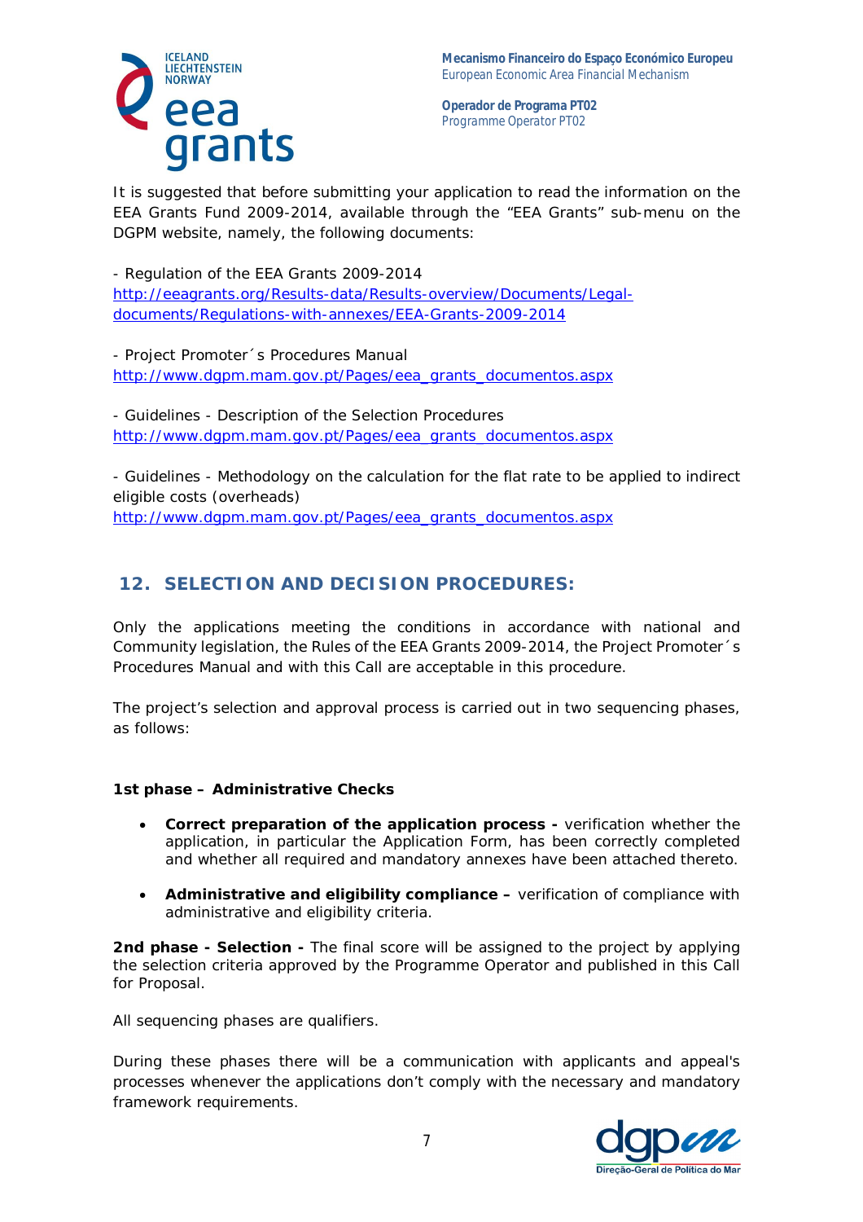It is suggested that before submitting your application to read the information on the EEA Grants Fund 2009-2014, available through the “EEA Grants” sub-menu on the DGPM website, namely, the following documents:

- Regulation of the EEA Grants 2009-2014
http://eeagrants.org/Results-data/Results-overview/Documents/Legal-documents/Regulations-with-annexes/EEA-Grants-2009-2014

- Project Promoter´s Procedures Manual
http://www.dgpm.mam.gov.pt/Pages/eea_grants_documentos.aspx

- Guidelines - Description of the Selection Procedures
http://www.dgpm.mam.gov.pt/Pages/eea_grants_documentos.aspx

- Guidelines - Methodology on the calculation for the flat rate to be applied to indirect eligible costs (overheads)
http://www.dgpm.mam.gov.pt/Pages/eea_grants_documentos.aspx

## 12. SELECTION AND DECISION PROCEDURES:

Only the applications meeting the conditions in accordance with national and Community legislation, the Rules of the EEA Grants 2009-2014, the Project Promoter´s Procedures Manual and with this Call are acceptable in this procedure.

The project’s selection and approval process is carried out in two sequencing phases, as follows:

**1st phase – Administrative Checks**

- **Correct preparation of the application process -** verification whether the application, in particular the Application Form, has been correctly completed and whether all required and mandatory annexes have been attached thereto.
- **Administrative and eligibility compliance –** verification of compliance with administrative and eligibility criteria.

**2nd phase - Selection -** The final score will be assigned to the project by applying the selection criteria approved by the Programme Operator and published in this Call for Proposal.

All sequencing phases are qualifiers.

During these phases there will be a communication with applicants and appeal's processes whenever the applications don’t comply with the necessary and mandatory framework requirements.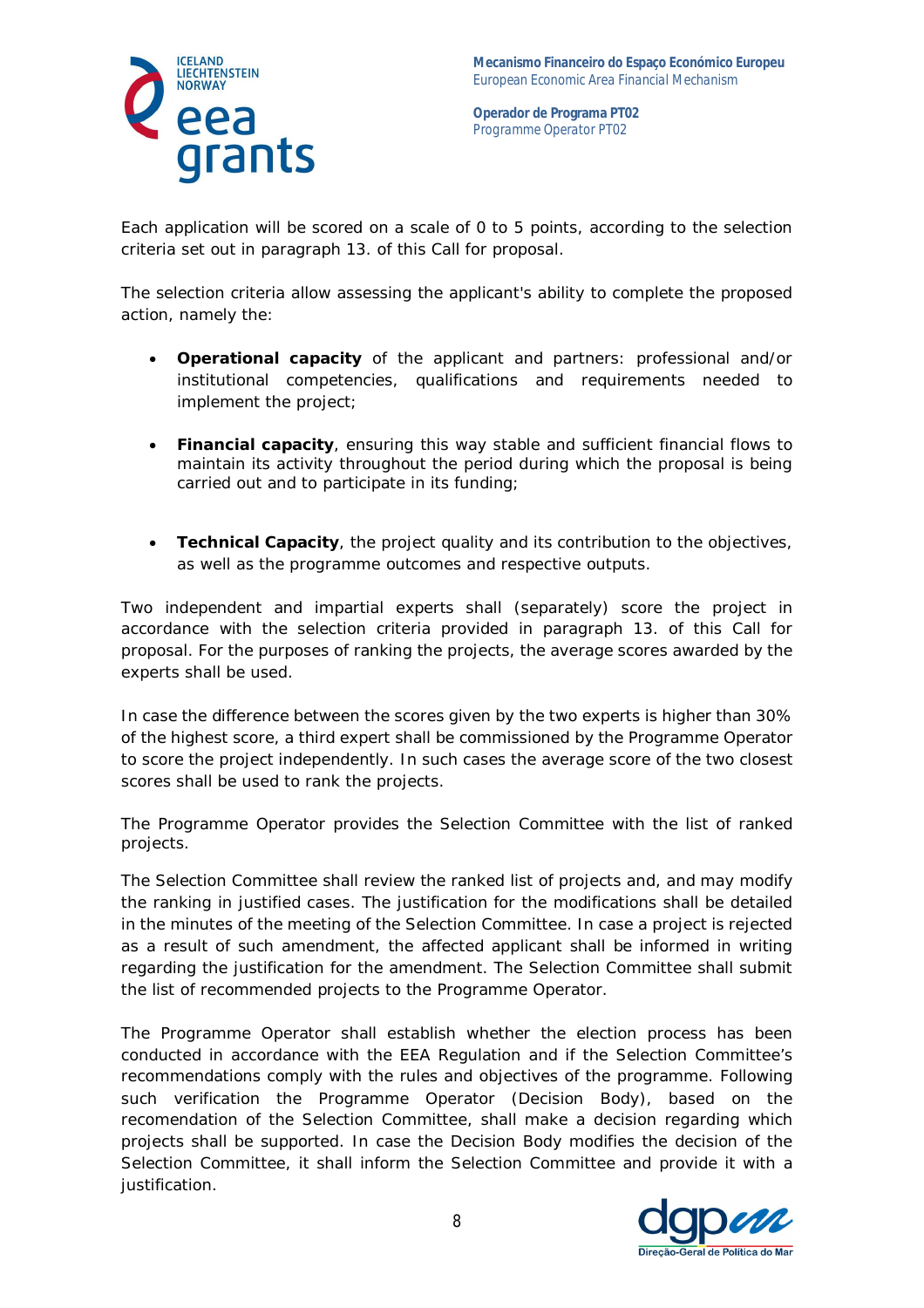Each application will be scored on a scale of 0 to 5 points, according to the selection criteria set out in paragraph 13. of this Call for proposal.

The selection criteria allow assessing the applicant's ability to complete the proposed action, namely the:

- **Operational capacity** of the applicant and partners: professional and/or institutional competencies, qualifications and requirements needed to implement the project;

- **Financial capacity**, ensuring this way stable and sufficient financial flows to maintain its activity throughout the period during which the proposal is being carried out and to participate in its funding;

- **Technical Capacity**, the project quality and its contribution to the objectives, as well as the programme outcomes and respective outputs.

Two independent and impartial experts shall (separately) score the project in accordance with the selection criteria provided in paragraph 13. of this Call for proposal. For the purposes of ranking the projects, the average scores awarded by the experts shall be used.

In case the difference between the scores given by the two experts is higher than 30% of the highest score, a third expert shall be commissioned by the Programme Operator to score the project independently. In such cases the average score of the two closest scores shall be used to rank the projects.

The Programme Operator provides the Selection Committee with the list of ranked projects.

The Selection Committee shall review the ranked list of projects and, and may modify the ranking in justified cases. The justification for the modifications shall be detailed in the minutes of the meeting of the Selection Committee. In case a project is rejected as a result of such amendment, the affected applicant shall be informed in writing regarding the justification for the amendment. The Selection Committee shall submit the list of recommended projects to the Programme Operator.

The Programme Operator shall establish whether the election process has been conducted in accordance with the EEA Regulation and if the Selection Committee's recommendations comply with the rules and objectives of the programme. Following such verification the Programme Operator (Decision Body), based on the recomendation of the Selection Committee, shall make a decision regarding which projects shall be supported. In case the Decision Body modifies the decision of the Selection Committee, it shall inform the Selection Committee and provide it with a justification.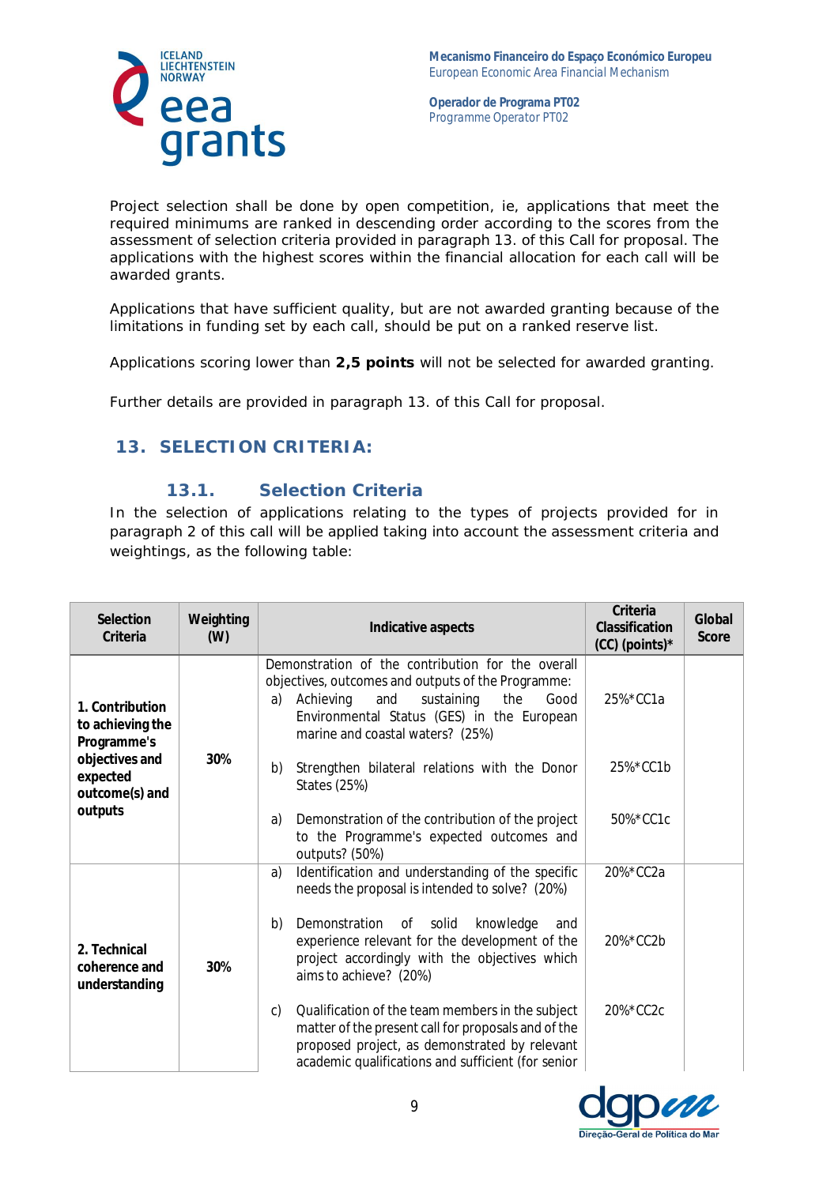Project selection shall be done by open competition, ie, applications that meet the required minimums are ranked in descending order according to the scores from the assessment of selection criteria provided in paragraph 13. of this Call for proposal. The applications with the highest scores within the financial allocation for each call will be awarded grants.

Applications that have sufficient quality, but are not awarded granting because of the limitations in funding set by each call, should be put on a ranked reserve list.

Applications scoring lower than **2,5 points** will not be selected for awarded granting.

Further details are provided in paragraph 13. of this Call for proposal.

## 13. SELECTION CRITERIA:

### 13.1. Selection Criteria

In the selection of applications relating to the types of projects provided for in paragraph 2 of this call will be applied taking into account the assessment criteria and weightings, as the following table:

| Selection Criteria | Weighting (W) | Indicative aspects | Criteria Classification (CC) (points)* | Global Score |
|---|---|---|---|---|
| **1. Contribution to achieving the Programme's objectives and expected outcome(s) and outputs** | **30%** | Demonstration of the contribution for the overall objectives, outcomes and outputs of the Programme:<br>a) Achieving and sustaining the Good Environmental Status (GES) in the European marine and coastal waters? (25%) | 25%*CC1a | |
| | | b) Strengthen bilateral relations with the Donor States (25%) | 25%*CC1b | |
| | | a) Demonstration of the contribution of the project to the Programme's expected outcomes and outputs? (50%) | 50%*CC1c | |
| **2. Technical coherence and understanding** | **30%** | a) Identification and understanding of the specific needs the proposal is intended to solve? (20%) | 20%*CC2a | |
| | | b) Demonstration of solid knowledge and experience relevant for the development of the project accordingly with the objectives which aims to achieve? (20%) | 20%*CC2b | |
| | | c) Qualification of the team members in the subject matter of the present call for proposals and of the proposed project, as demonstrated by relevant academic qualifications and sufficient (for senior | 20%*CC2c | |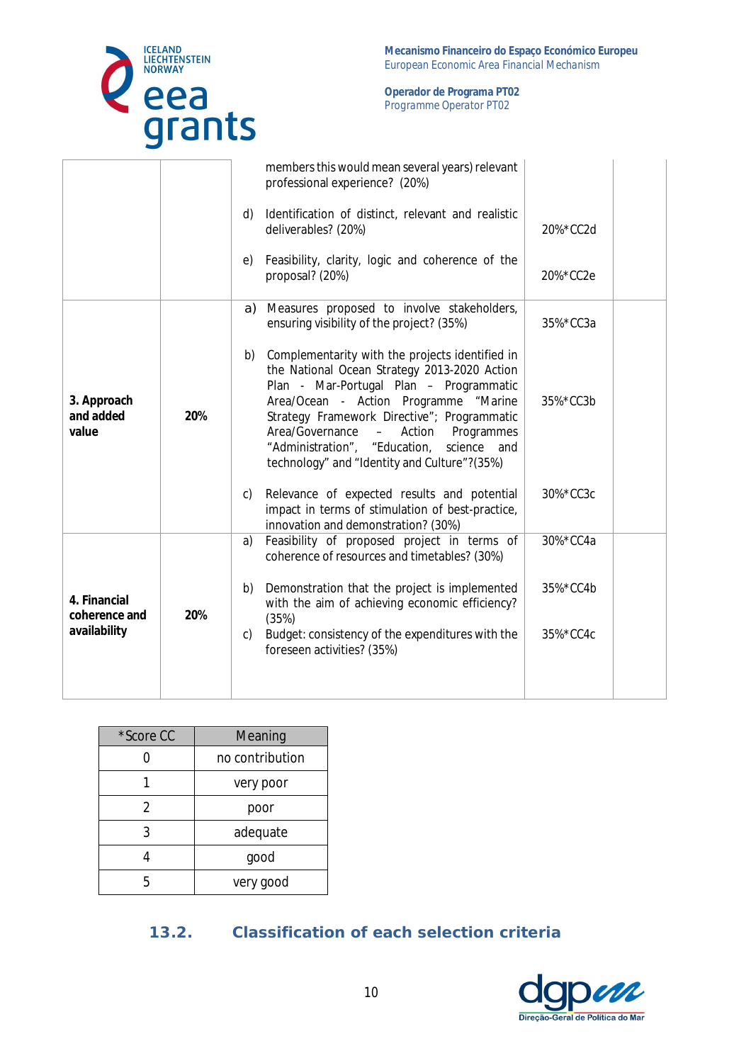| | | | | |
|---|---|---|---|---|
| | | members this would mean several years) relevant professional experience? (20%) | | |
| | | d) Identification of distinct, relevant and realistic deliverables? (20%) | 20%*CC2d | |
| | | e) Feasibility, clarity, logic and coherence of the proposal? (20%) | 20%*CC2e | |
| **3. Approach and added value** | **20%** | a) Measures proposed to involve stakeholders, ensuring visibility of the project? (35%) | 35%*CC3a | |
| | | b) Complementarity with the projects identified in the National Ocean Strategy 2013-2020 Action Plan - Mar-Portugal Plan – Programmatic Area/Ocean - Action Programme "Marine Strategy Framework Directive"; Programmatic Area/Governance – Action Programmes "Administration", "Education, science and technology" and "Identity and Culture"?(35%) | 35%*CC3b | |
| | | c) Relevance of expected results and potential impact in terms of stimulation of best-practice, innovation and demonstration? (30%) | 30%*CC3c | |
| **4. Financial coherence and availability** | **20%** | a) Feasibility of proposed project in terms of coherence of resources and timetables? (30%) | 30%*CC4a | |
| | | b) Demonstration that the project is implemented with the aim of achieving economic efficiency? (35%) | 35%*CC4b | |
| | | c) Budget: consistency of the expenditures with the foreseen activities? (35%) | 35%*CC4c | |

| *Score CC | Meaning |
|---|---|
| 0 | no contribution |
| 1 | very poor |
| 2 | poor |
| 3 | adequate |
| 4 | good |
| 5 | very good |

### 13.2. Classification of each selection criteria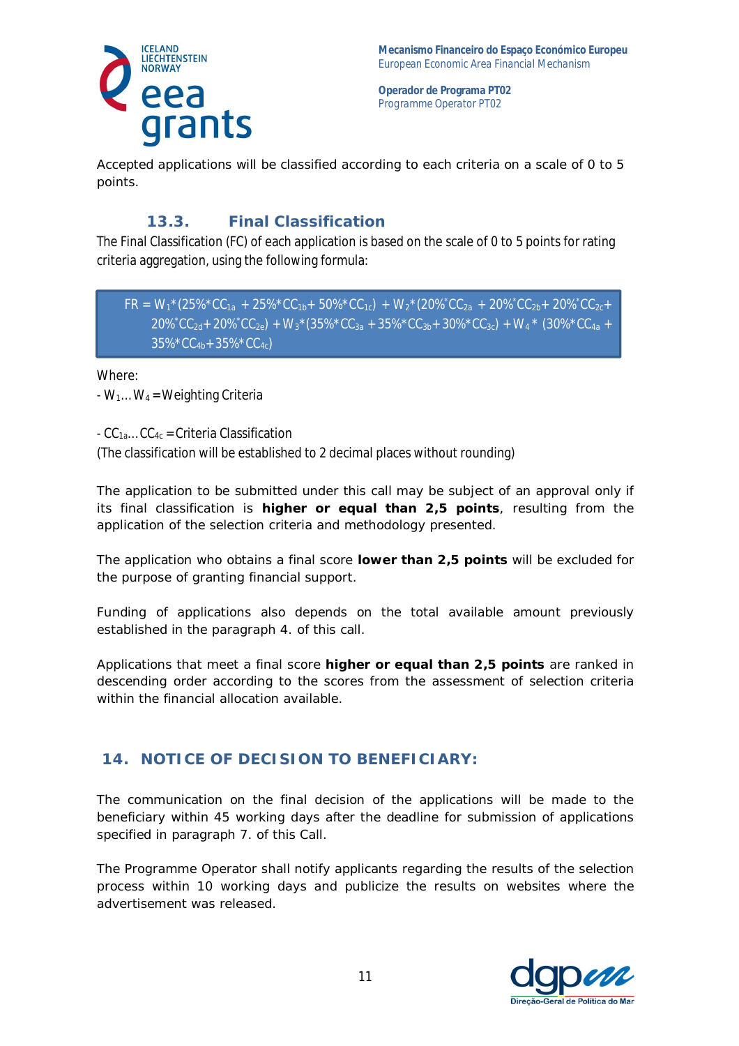Accepted applications will be classified according to each criteria on a scale of 0 to 5 points.

### 13.3. Final Classification

The Final Classification (FC) of each application is based on the scale of 0 to 5 points for rating criteria aggregation, using the following formula:

$$FR = W_1*(25\%*CC_{1a} + 25\%*CC_{1b} + 50\%*CC_{1c}) + W_2*(20\%*CC_{2a} + 20\%*CC_{2b} + 20\%*CC_{2c} + 20\%*CC_{2d} + 20\%*CC_{2e}) + W_3*(35\%*CC_{3a} + 35\%*CC_{3b} + 30\%*CC_{3c}) + W_4*(30\%*CC_{4a} + 35\%*CC_{4b} + 35\%*CC_{4c})$$

Where:

- $W_1 \ldots W_4$ = Weighting Criteria

- $CC_{1a} \ldots CC_{4c}$ = Criteria Classification

(The classification will be established to 2 decimal places without rounding)

The application to be submitted under this call may be subject of an approval only if its final classification is **higher or equal than 2,5 points**, resulting from the application of the selection criteria and methodology presented.

The application who obtains a final score **lower than 2,5 points** will be excluded for the purpose of granting financial support.

Funding of applications also depends on the total available amount previously established in the paragraph 4. of this call.

Applications that meet a final score **higher or equal than 2,5 points** are ranked in descending order according to the scores from the assessment of selection criteria within the financial allocation available.

## 14. NOTICE OF DECISION TO BENEFICIARY:

The communication on the final decision of the applications will be made to the beneficiary within 45 working days after the deadline for submission of applications specified in paragraph 7. of this Call.

The Programme Operator shall notify applicants regarding the results of the selection process within 10 working days and publicize the results on websites where the advertisement was released.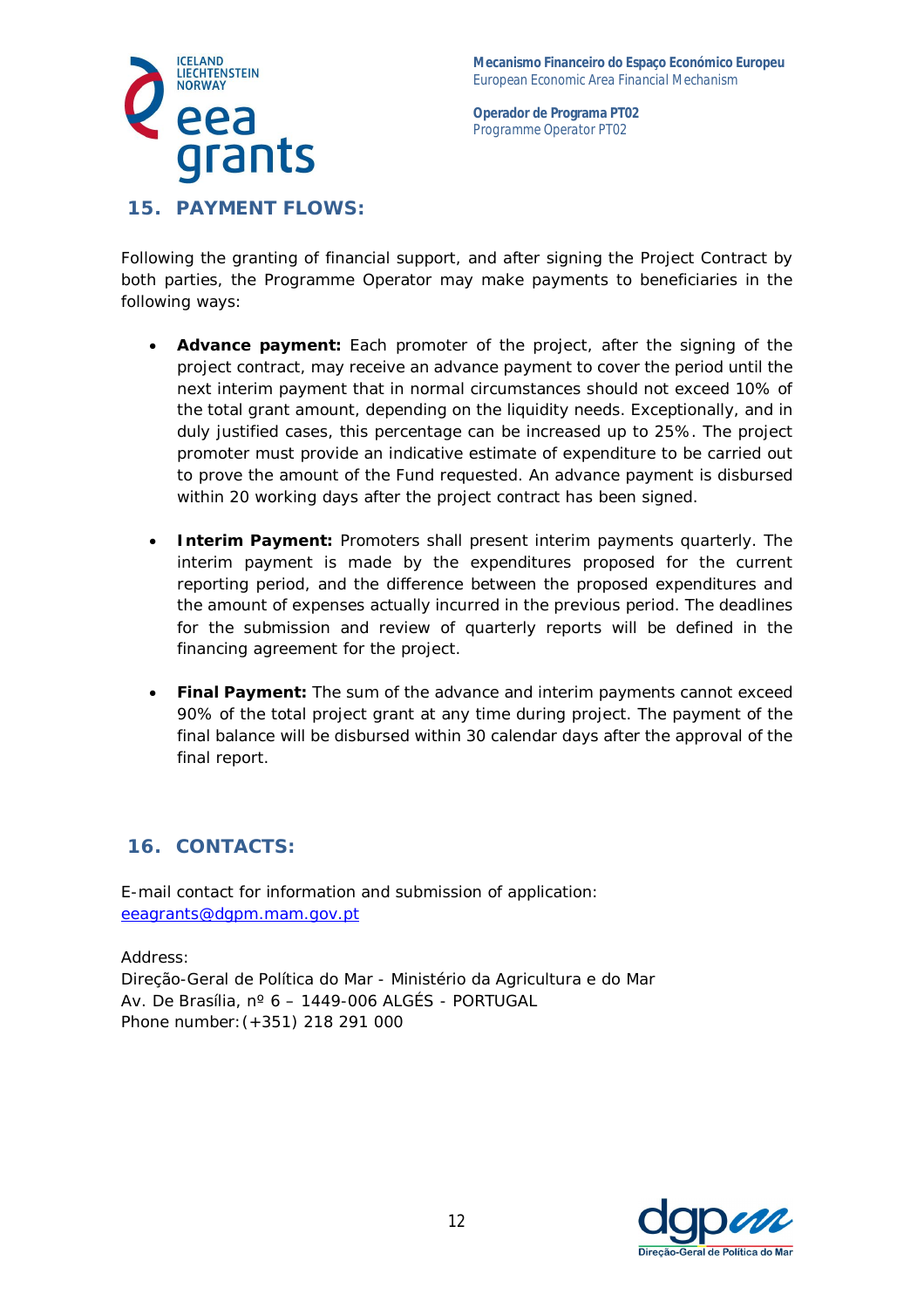## 15. PAYMENT FLOWS:

Following the granting of financial support, and after signing the Project Contract by both parties, the Programme Operator may make payments to beneficiaries in the following ways:

- **Advance payment:** Each promoter of the project, after the signing of the project contract, may receive an advance payment to cover the period until the next interim payment that in normal circumstances should not exceed 10% of the total grant amount, depending on the liquidity needs. Exceptionally, and in duly justified cases, this percentage can be increased up to 25%. The project promoter must provide an indicative estimate of expenditure to be carried out to prove the amount of the Fund requested. An advance payment is disbursed within 20 working days after the project contract has been signed.

- **Interim Payment:** Promoters shall present interim payments quarterly. The interim payment is made by the expenditures proposed for the current reporting period, and the difference between the proposed expenditures and the amount of expenses actually incurred in the previous period. The deadlines for the submission and review of quarterly reports will be defined in the financing agreement for the project.

- **Final Payment:** The sum of the advance and interim payments cannot exceed 90% of the total project grant at any time during project. The payment of the final balance will be disbursed within 30 calendar days after the approval of the final report.

## 16. CONTACTS:

E-mail contact for information and submission of application:
eeagrants@dgpm.mam.gov.pt

Address:
Direção-Geral de Política do Mar - Ministério da Agricultura e do Mar
Av. De Brasília, nº 6 – 1449-006 ALGÉS - PORTUGAL
Phone number: (+351) 218 291 000